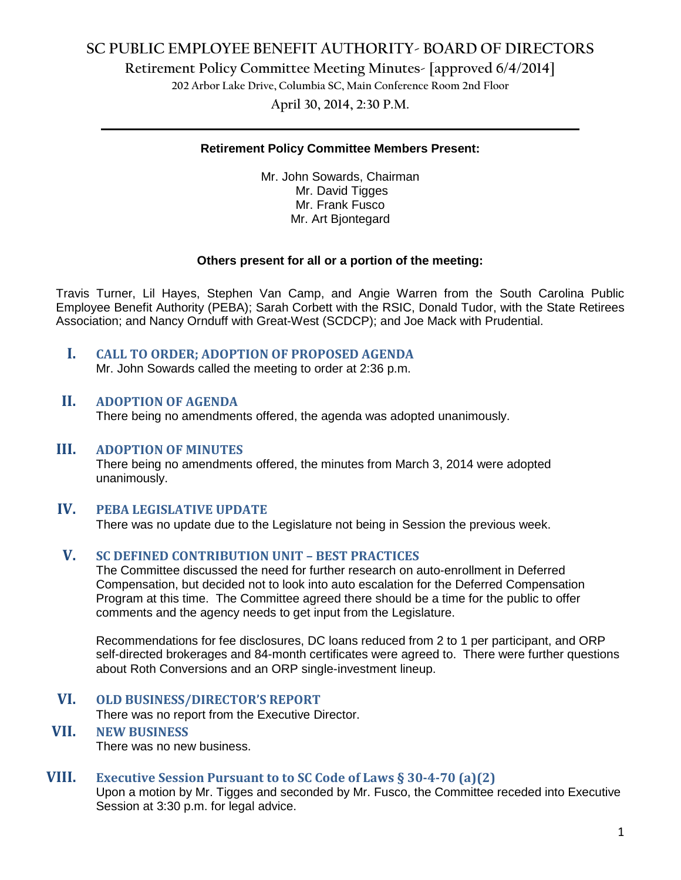# SC PUBLIC EMPLOYEE BENEFIT AUTHORITY- BOARD OF DIRECTORS

## Retirement Policy Committee Meeting Minutes- [approved 6/4/2014]

202 Arbor Lake Drive, Columbia SC, Main Conference Room 2nd Floor

April 30, 2014, 2:30 P.M.

---

**Retirement Policy Committee Members Present:**

Mr. John Sowards, Chairman
Mr. David Tigges
Mr. Frank Fusco
Mr. Art Bjontegard

**Others present for all or a portion of the meeting:**

Travis Turner, Lil Hayes, Stephen Van Camp, and Angie Warren from the South Carolina Public Employee Benefit Authority (PEBA); Sarah Corbett with the RSIC, Donald Tudor, with the State Retirees Association; and Nancy Ornduff with Great-West (SCDCP); and Joe Mack with Prudential.

### I. CALL TO ORDER; ADOPTION OF PROPOSED AGENDA

Mr. John Sowards called the meeting to order at 2:36 p.m.

### II. ADOPTION OF AGENDA

There being no amendments offered, the agenda was adopted unanimously.

### III. ADOPTION OF MINUTES

There being no amendments offered, the minutes from March 3, 2014 were adopted unanimously.

### IV. PEBA LEGISLATIVE UPDATE

There was no update due to the Legislature not being in Session the previous week.

### V. SC DEFINED CONTRIBUTION UNIT – BEST PRACTICES

The Committee discussed the need for further research on auto-enrollment in Deferred Compensation, but decided not to look into auto escalation for the Deferred Compensation Program at this time. The Committee agreed there should be a time for the public to offer comments and the agency needs to get input from the Legislature.

Recommendations for fee disclosures, DC loans reduced from 2 to 1 per participant, and ORP self-directed brokerages and 84-month certificates were agreed to. There were further questions about Roth Conversions and an ORP single-investment lineup.

### VI. OLD BUSINESS/DIRECTOR'S REPORT

There was no report from the Executive Director.

### VII. NEW BUSINESS

There was no new business.

### VIII. Executive Session Pursuant to to SC Code of Laws § 30-4-70 (a)(2)

Upon a motion by Mr. Tigges and seconded by Mr. Fusco, the Committee receded into Executive Session at 3:30 p.m. for legal advice.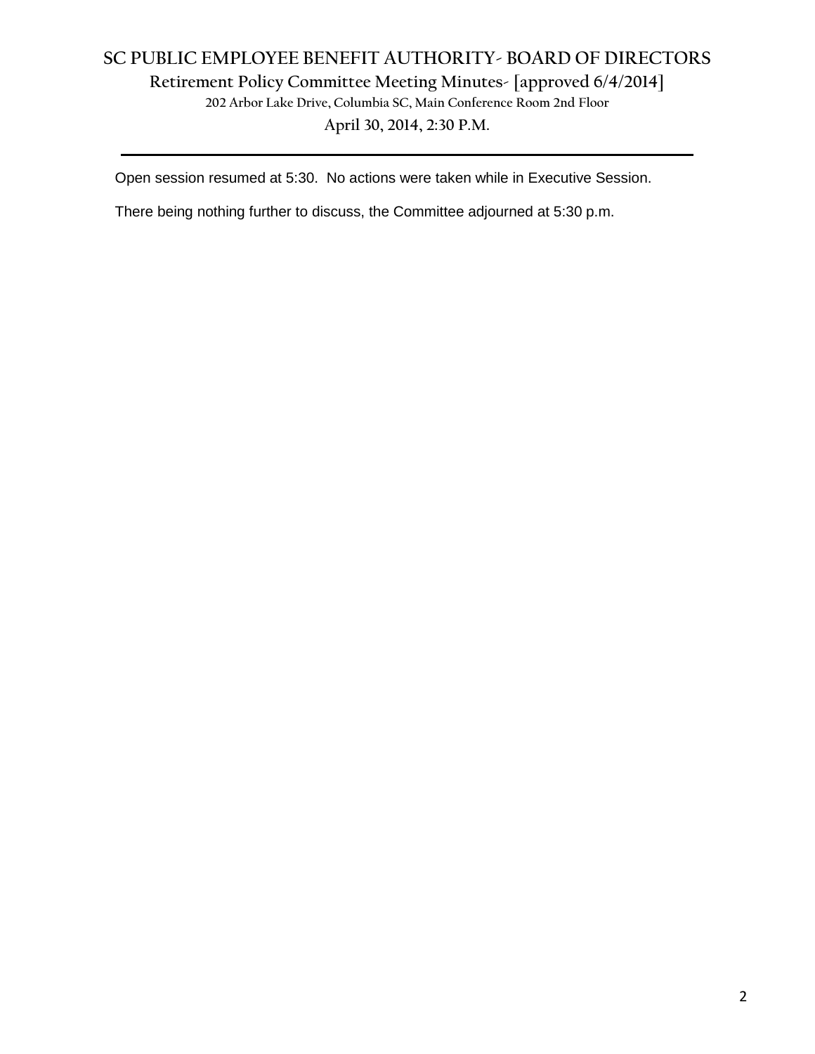# SC PUBLIC EMPLOYEE BENEFIT AUTHORITY- BOARD OF DIRECTORS

## Retirement Policy Committee Meeting Minutes- [approved 6/4/2014]

### 202 Arbor Lake Drive, Columbia SC, Main Conference Room 2nd Floor

### April 30, 2014, 2:30 P.M.

---

Open session resumed at 5:30. No actions were taken while in Executive Session.

There being nothing further to discuss, the Committee adjourned at 5:30 p.m.